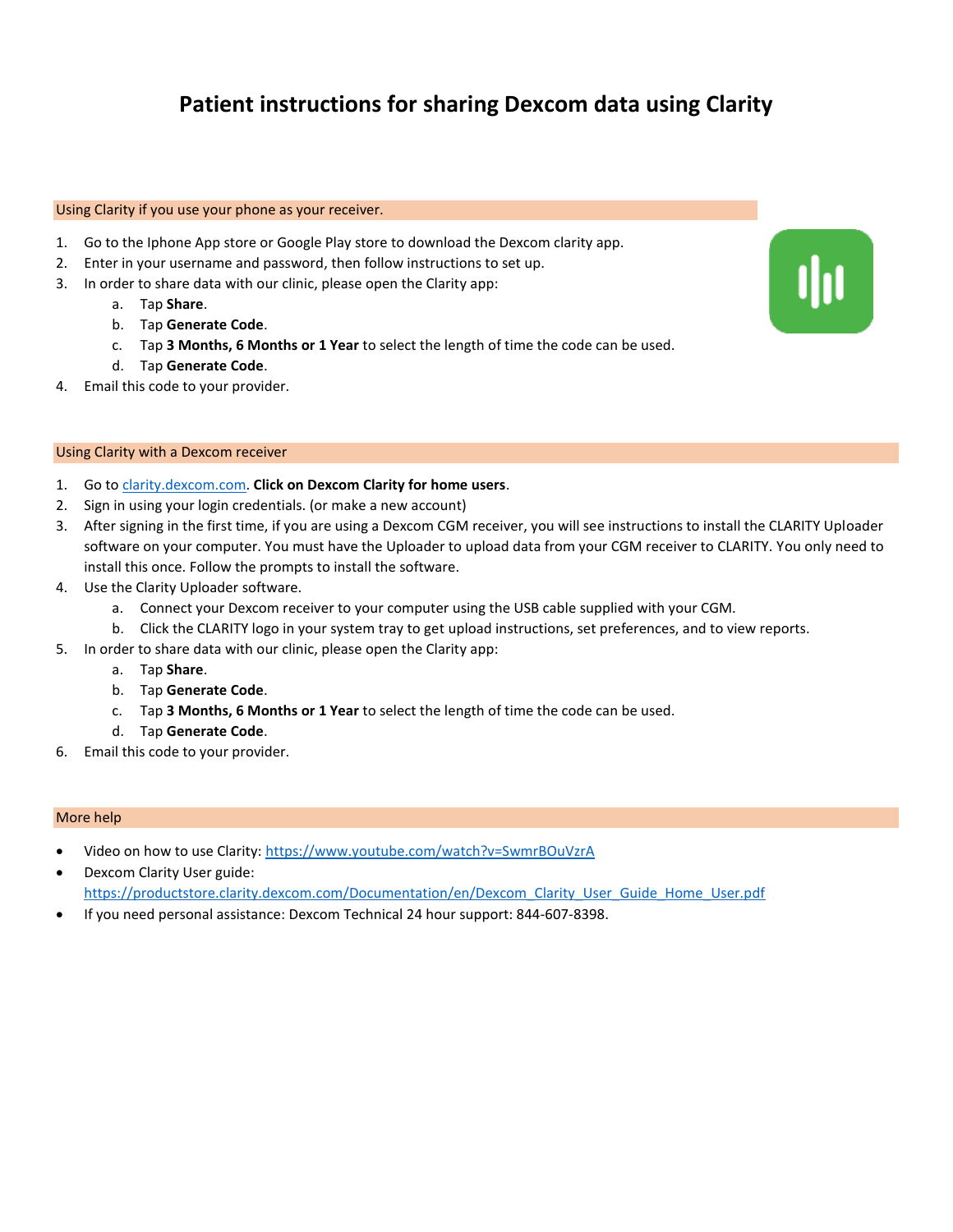# Patient instructions for sharing Dexcom data using Clarity

## Using Clarity if you use your phone as your receiver.

1. Go to the Iphone App store or Google Play store to download the Dexcom clarity app.
2. Enter in your username and password, then follow instructions to set up.
3. In order to share data with our clinic, please open the Clarity app:
   a. Tap **Share**.
   b. Tap **Generate Code**.
   c. Tap **3 Months, 6 Months or 1 Year** to select the length of time the code can be used.
   d. Tap **Generate Code**.
4. Email this code to your provider.

## Using Clarity with a Dexcom receiver

1. Go to [clarity.dexcom.com](clarity.dexcom.com). **Click on Dexcom Clarity for home users**.
2. Sign in using your login credentials. (or make a new account)
3. After signing in the first time, if you are using a Dexcom CGM receiver, you will see instructions to install the CLARITY Uploader software on your computer. You must have the Uploader to upload data from your CGM receiver to CLARITY. You only need to install this once. Follow the prompts to install the software.
4. Use the Clarity Uploader software.
   a. Connect your Dexcom receiver to your computer using the USB cable supplied with your CGM.
   b. Click the CLARITY logo in your system tray to get upload instructions, set preferences, and to view reports.
5. In order to share data with our clinic, please open the Clarity app:
   a. Tap **Share**.
   b. Tap **Generate Code**.
   c. Tap **3 Months, 6 Months or 1 Year** to select the length of time the code can be used.
   d. Tap **Generate Code**.
6. Email this code to your provider.

## More help

- Video on how to use Clarity: https://www.youtube.com/watch?v=SwmrBOuVzrA
- Dexcom Clarity User guide: https://productstore.clarity.dexcom.com/Documentation/en/Dexcom_Clarity_User_Guide_Home_User.pdf
- If you need personal assistance: Dexcom Technical 24 hour support: 844-607-8398.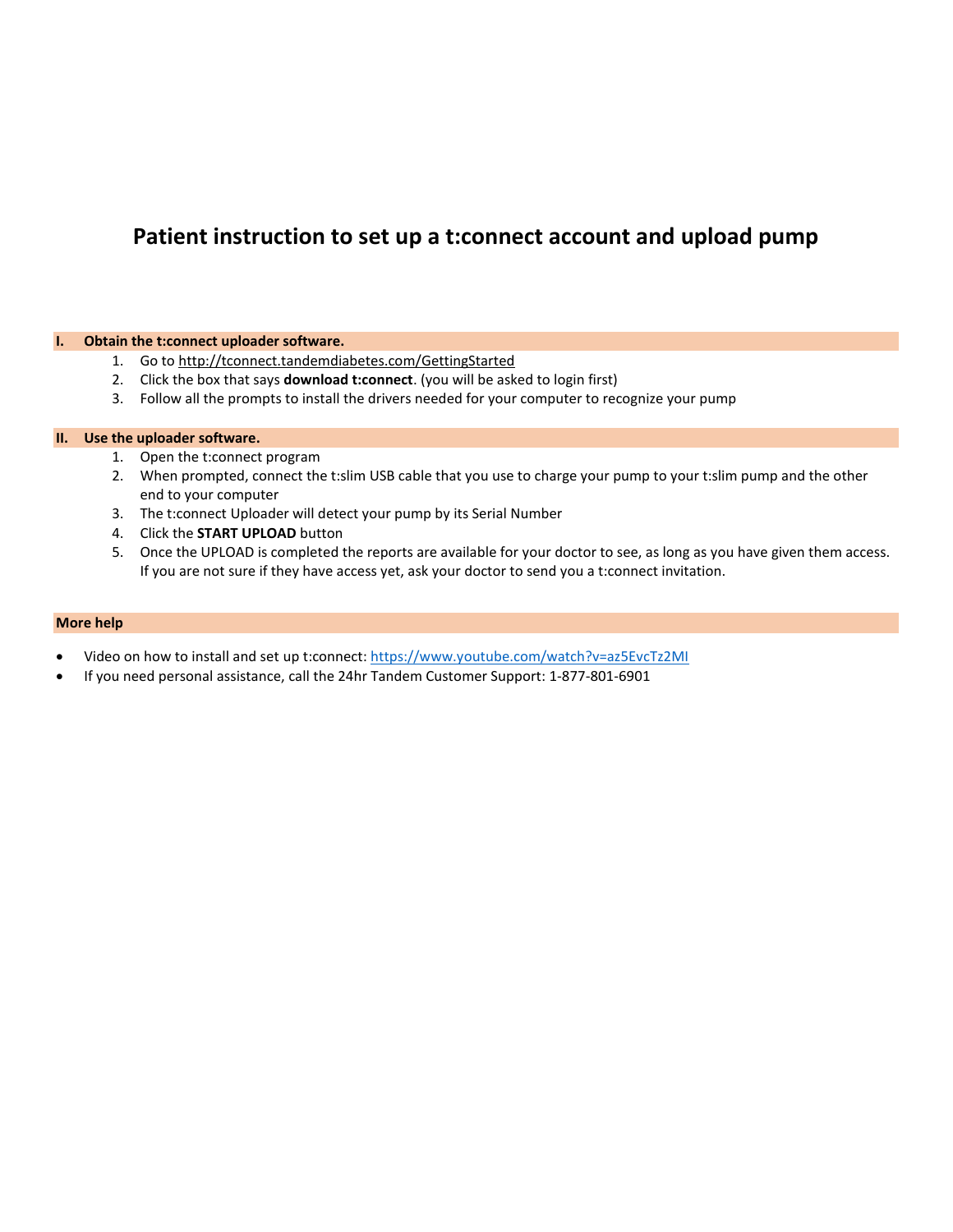# Patient instruction to set up a t:connect account and upload pump

## I. Obtain the t:connect uploader software.

1. Go to http://tconnect.tandemdiabetes.com/GettingStarted
2. Click the box that says **download t:connect**. (you will be asked to login first)
3. Follow all the prompts to install the drivers needed for your computer to recognize your pump

## II. Use the uploader software.

1. Open the t:connect program
2. When prompted, connect the t:slim USB cable that you use to charge your pump to your t:slim pump and the other end to your computer
3. The t:connect Uploader will detect your pump by its Serial Number
4. Click the **START UPLOAD** button
5. Once the UPLOAD is completed the reports are available for your doctor to see, as long as you have given them access. If you are not sure if they have access yet, ask your doctor to send you a t:connect invitation.

## More help

- Video on how to install and set up t:connect: https://www.youtube.com/watch?v=az5EvcTz2MI
- If you need personal assistance, call the 24hr Tandem Customer Support: 1-877-801-6901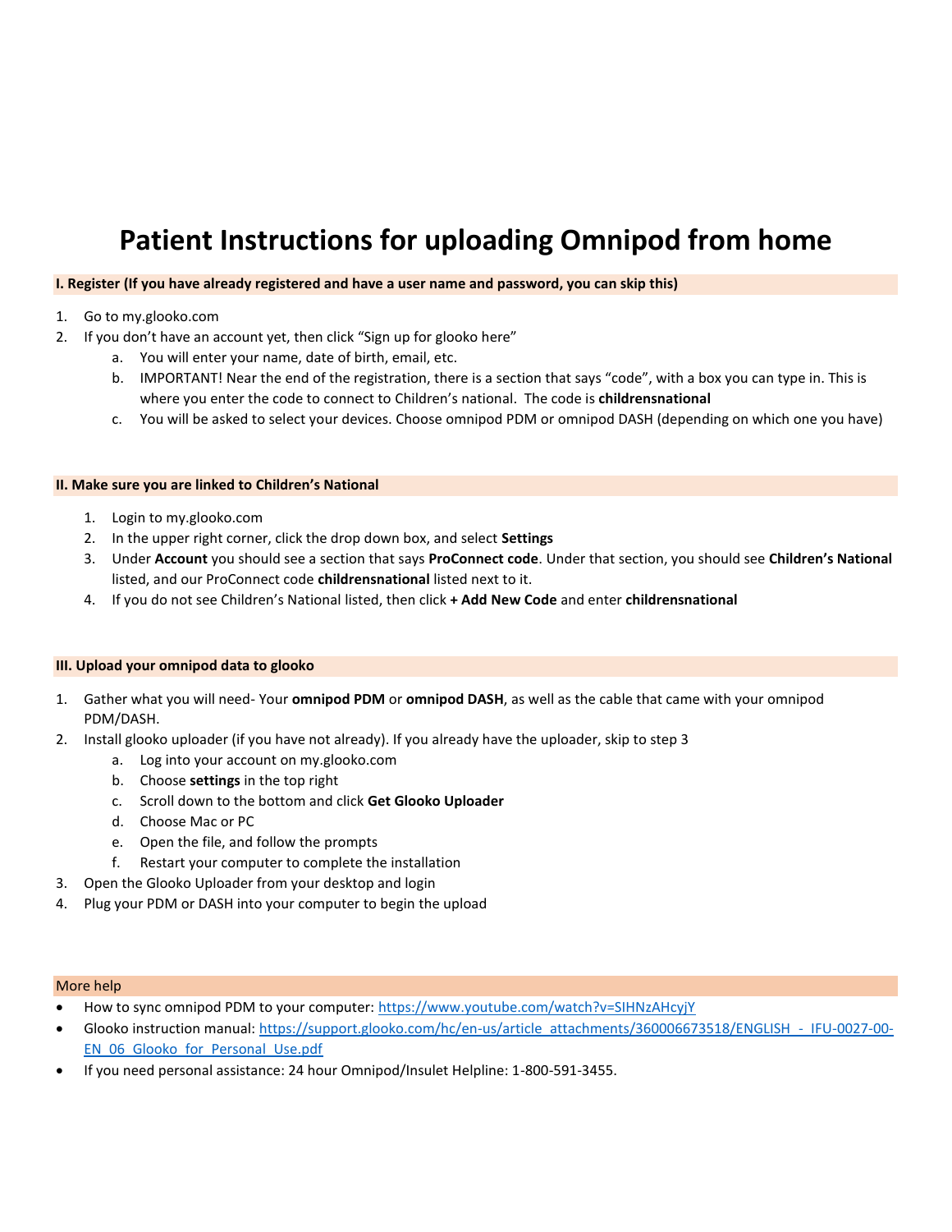# Patient Instructions for uploading Omnipod from home

### I. Register (If you have already registered and have a user name and password, you can skip this)

1. Go to my.glooko.com
2. If you don't have an account yet, then click "Sign up for glooko here"
   a. You will enter your name, date of birth, email, etc.
   b. IMPORTANT! Near the end of the registration, there is a section that says "code", with a box you can type in. This is where you enter the code to connect to Children's national. The code is **childrensnational**
   c. You will be asked to select your devices. Choose omnipod PDM or omnipod DASH (depending on which one you have)

### II. Make sure you are linked to Children's National

1. Login to my.glooko.com
2. In the upper right corner, click the drop down box, and select **Settings**
3. Under **Account** you should see a section that says **ProConnect code**. Under that section, you should see **Children's National** listed, and our ProConnect code **childrensnational** listed next to it.
4. If you do not see Children's National listed, then click **+ Add New Code** and enter **childrensnational**

### III. Upload your omnipod data to glooko

1. Gather what you will need- Your **omnipod PDM** or **omnipod DASH**, as well as the cable that came with your omnipod PDM/DASH.
2. Install glooko uploader (if you have not already). If you already have the uploader, skip to step 3
   a. Log into your account on my.glooko.com
   b. Choose **settings** in the top right
   c. Scroll down to the bottom and click **Get Glooko Uploader**
   d. Choose Mac or PC
   e. Open the file, and follow the prompts
   f. Restart your computer to complete the installation
3. Open the Glooko Uploader from your desktop and login
4. Plug your PDM or DASH into your computer to begin the upload

### More help

- How to sync omnipod PDM to your computer: https://www.youtube.com/watch?v=SIHNzAHcyjY
- Glooko instruction manual: https://support.glooko.com/hc/en-us/article_attachments/360006673518/ENGLISH_-_IFU-0027-00-EN_06_Glooko_for_Personal_Use.pdf
- If you need personal assistance: 24 hour Omnipod/Insulet Helpline: 1-800-591-3455.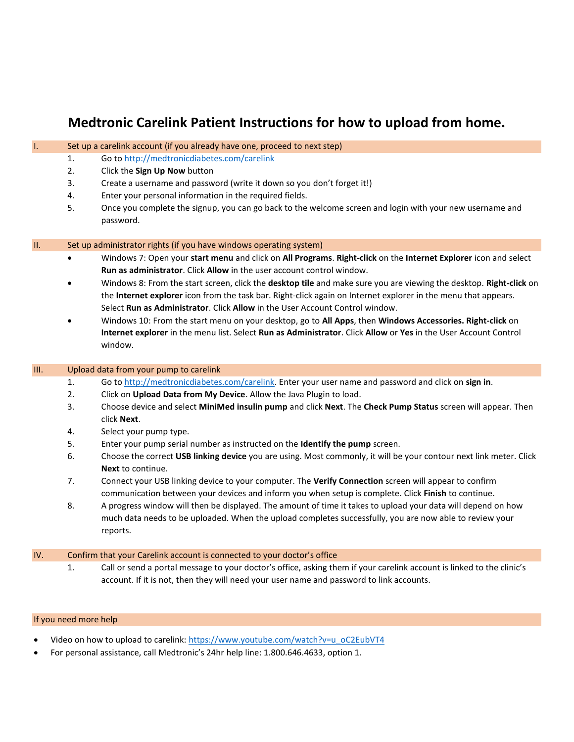# Medtronic Carelink Patient Instructions for how to upload from home.

## I. Set up a carelink account (if you already have one, proceed to next step)

1. Go to [http://medtronicdiabetes.com/carelink](http://medtronicdiabetes.com/carelink)
2. Click the **Sign Up Now** button
3. Create a username and password (write it down so you don't forget it!)
4. Enter your personal information in the required fields.
5. Once you complete the signup, you can go back to the welcome screen and login with your new username and password.

## II. Set up administrator rights (if you have windows operating system)

- Windows 7: Open your **start menu** and click on **All Programs**. **Right-click** on the **Internet Explorer** icon and select **Run as administrator**. Click **Allow** in the user account control window.
- Windows 8: From the start screen, click the **desktop tile** and make sure you are viewing the desktop. **Right-click** on the **Internet explorer** icon from the task bar. Right-click again on Internet explorer in the menu that appears. Select **Run as Administrator**. Click **Allow** in the User Account Control window.
- Windows 10: From the start menu on your desktop, go to **All Apps**, then **Windows Accessories. Right-click** on **Internet explorer** in the menu list. Select **Run as Administrator**. Click **Allow** or **Yes** in the User Account Control window.

## III. Upload data from your pump to carelink

1. Go to [http://medtronicdiabetes.com/carelink](http://medtronicdiabetes.com/carelink). Enter your user name and password and click on **sign in**.
2. Click on **Upload Data from My Device**. Allow the Java Plugin to load.
3. Choose device and select **MiniMed insulin pump** and click **Next**. The **Check Pump Status** screen will appear. Then click **Next**.
4. Select your pump type.
5. Enter your pump serial number as instructed on the **Identify the pump** screen.
6. Choose the correct **USB linking device** you are using. Most commonly, it will be your contour next link meter. Click **Next** to continue.
7. Connect your USB linking device to your computer. The **Verify Connection** screen will appear to confirm communication between your devices and inform you when setup is complete. Click **Finish** to continue.
8. A progress window will then be displayed. The amount of time it takes to upload your data will depend on how much data needs to be uploaded. When the upload completes successfully, you are now able to review your reports.

## IV. Confirm that your Carelink account is connected to your doctor's office

1. Call or send a portal message to your doctor's office, asking them if your carelink account is linked to the clinic's account. If it is not, then they will need your user name and password to link accounts.

## If you need more help

- Video on how to upload to carelink: [https://www.youtube.com/watch?v=u_oC2EubVT4](https://www.youtube.com/watch?v=u_oC2EubVT4)
- For personal assistance, call Medtronic's 24hr help line: 1.800.646.4633, option 1.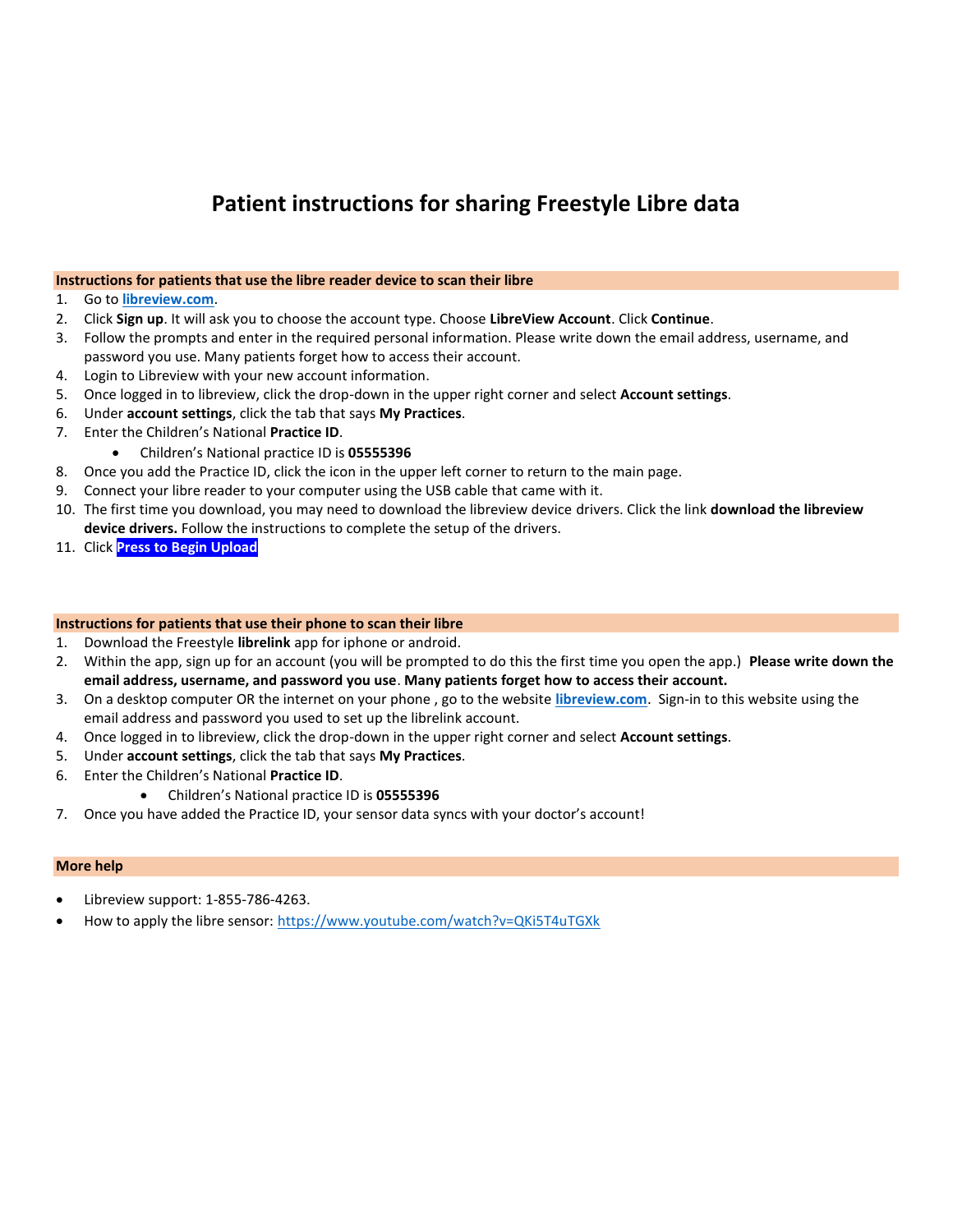# Patient instructions for sharing Freestyle Libre data

**Instructions for patients that use the libre reader device to scan their libre**

1. Go to **libreview.com**.
2. Click **Sign up**. It will ask you to choose the account type. Choose **LibreView Account**. Click **Continue**.
3. Follow the prompts and enter in the required personal information. Please write down the email address, username, and password you use. Many patients forget how to access their account.
4. Login to Libreview with your new account information.
5. Once logged in to libreview, click the drop-down in the upper right corner and select **Account settings**.
6. Under **account settings**, click the tab that says **My Practices**.
7. Enter the Children's National **Practice ID**.
   - Children's National practice ID is **05555396**
8. Once you add the Practice ID, click the icon in the upper left corner to return to the main page.
9. Connect your libre reader to your computer using the USB cable that came with it.
10. The first time you download, you may need to download the libreview device drivers. Click the link **download the libreview device drivers.** Follow the instructions to complete the setup of the drivers.
11. Click **Press to Begin Upload**

**Instructions for patients that use their phone to scan their libre**

1. Download the Freestyle **librelink** app for iphone or android.
2. Within the app, sign up for an account (you will be prompted to do this the first time you open the app.) **Please write down the email address, username, and password you use**. **Many patients forget how to access their account.**
3. On a desktop computer OR the internet on your phone , go to the website **libreview.com**. Sign-in to this website using the email address and password you used to set up the librelink account.
4. Once logged in to libreview, click the drop-down in the upper right corner and select **Account settings**.
5. Under **account settings**, click the tab that says **My Practices**.
6. Enter the Children's National **Practice ID**.
   - Children's National practice ID is **05555396**
7. Once you have added the Practice ID, your sensor data syncs with your doctor's account!

**More help**

- Libreview support: 1-855-786-4263.
- How to apply the libre sensor: https://www.youtube.com/watch?v=QKi5T4uTGXk